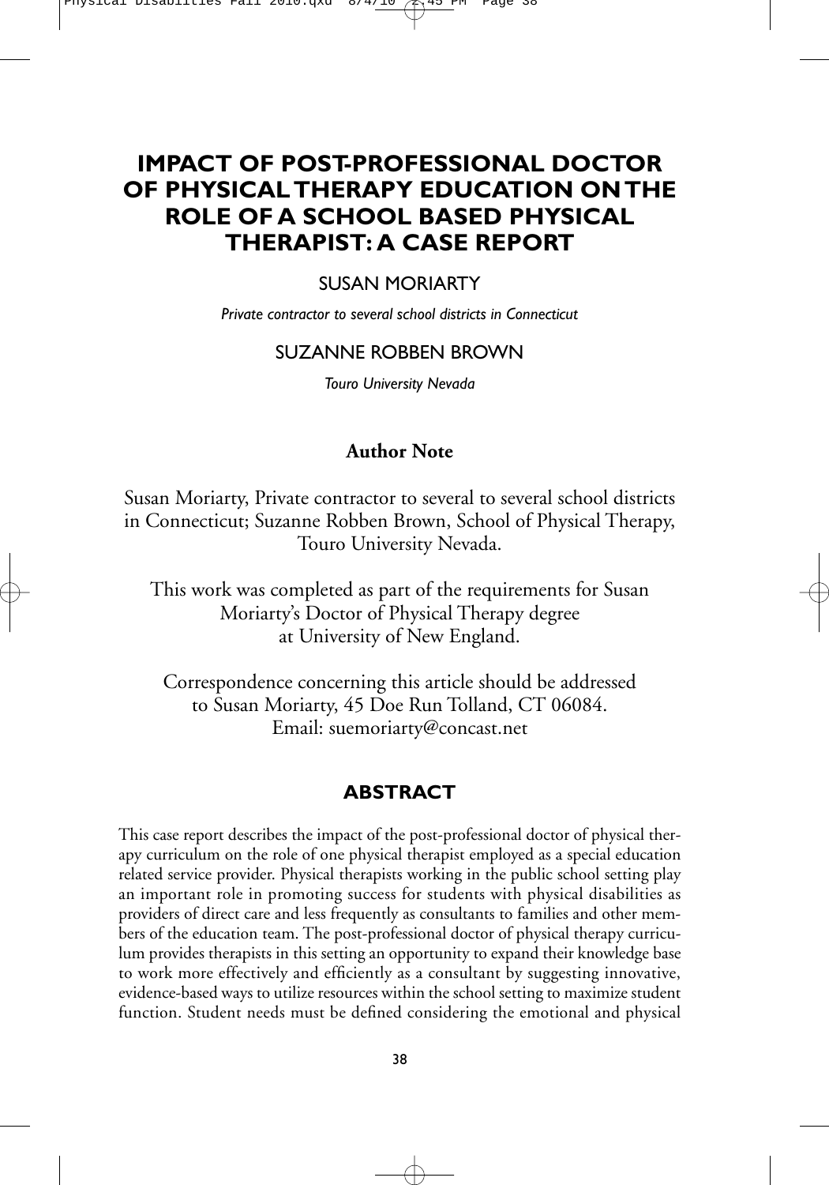# IMPACT OF POST-PROFESSIONAL DOCTOR OF PHYSICAL THERAPY EDUCATION ON THE ROLE OF A SCHOOL BASED PHYSICAL THERAPIST: A CASE REPORT

SUSAN MORIARTY

*Private contractor to several school districts in Connecticut*

SUZANNE ROBBEN BROWN

*Touro University Nevada*

## Author Note

Susan Moriarty, Private contractor to several to several school districts in Connecticut; Suzanne Robben Brown, School of Physical Therapy, Touro University Nevada.

This work was completed as part of the requirements for Susan Moriarty's Doctor of Physical Therapy degree at University of New England.

Correspondence concerning this article should be addressed to Susan Moriarty, 45 Doe Run Tolland, CT 06084. Email: suemoriarty@concast.net

## ABSTRACT

This case report describes the impact of the post-professional doctor of physical therapy curriculum on the role of one physical therapist employed as a special education related service provider. Physical therapists working in the public school setting play an important role in promoting success for students with physical disabilities as providers of direct care and less frequently as consultants to families and other members of the education team. The post-professional doctor of physical therapy curriculum provides therapists in this setting an opportunity to expand their knowledge base to work more effectively and efficiently as a consultant by suggesting innovative, evidence-based ways to utilize resources within the school setting to maximize student function. Student needs must be defined considering the emotional and physical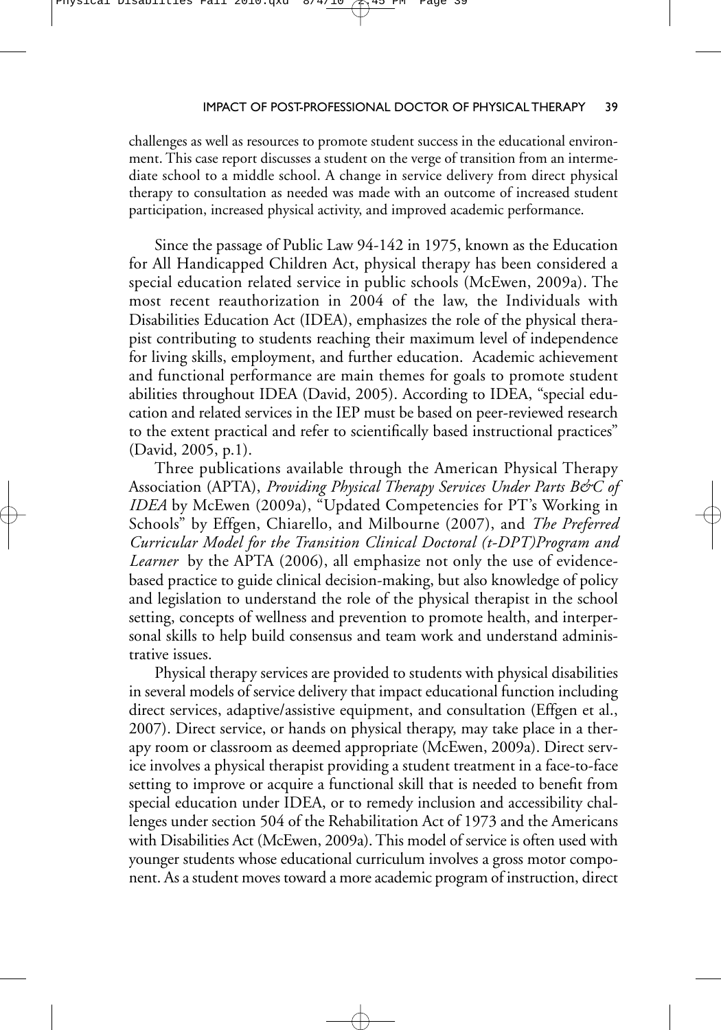challenges as well as resources to promote student success in the educational environment. This case report discusses a student on the verge of transition from an intermediate school to a middle school. A change in service delivery from direct physical therapy to consultation as needed was made with an outcome of increased student participation, increased physical activity, and improved academic performance.

Since the passage of Public Law 94-142 in 1975, known as the Education for All Handicapped Children Act, physical therapy has been considered a special education related service in public schools (McEwen, 2009a). The most recent reauthorization in 2004 of the law, the Individuals with Disabilities Education Act (IDEA), emphasizes the role of the physical therapist contributing to students reaching their maximum level of independence for living skills, employment, and further education. Academic achievement and functional performance are main themes for goals to promote student abilities throughout IDEA (David, 2005). According to IDEA, "special education and related services in the IEP must be based on peer-reviewed research to the extent practical and refer to scientifically based instructional practices" (David, 2005, p.1).

Three publications available through the American Physical Therapy Association (APTA), *Providing Physical Therapy Services Under Parts B&C of IDEA* by McEwen (2009a), "Updated Competencies for PT's Working in Schools" by Effgen, Chiarello, and Milbourne (2007), and *The Preferred Curricular Model for the Transition Clinical Doctoral (t-DPT)Program and Learner* by the APTA (2006), all emphasize not only the use of evidence-based practice to guide clinical decision-making, but also knowledge of policy and legislation to understand the role of the physical therapist in the school setting, concepts of wellness and prevention to promote health, and interpersonal skills to help build consensus and team work and understand administrative issues.

Physical therapy services are provided to students with physical disabilities in several models of service delivery that impact educational function including direct services, adaptive/assistive equipment, and consultation (Effgen et al., 2007). Direct service, or hands on physical therapy, may take place in a therapy room or classroom as deemed appropriate (McEwen, 2009a). Direct service involves a physical therapist providing a student treatment in a face-to-face setting to improve or acquire a functional skill that is needed to benefit from special education under IDEA, or to remedy inclusion and accessibility challenges under section 504 of the Rehabilitation Act of 1973 and the Americans with Disabilities Act (McEwen, 2009a). This model of service is often used with younger students whose educational curriculum involves a gross motor component. As a student moves toward a more academic program of instruction, direct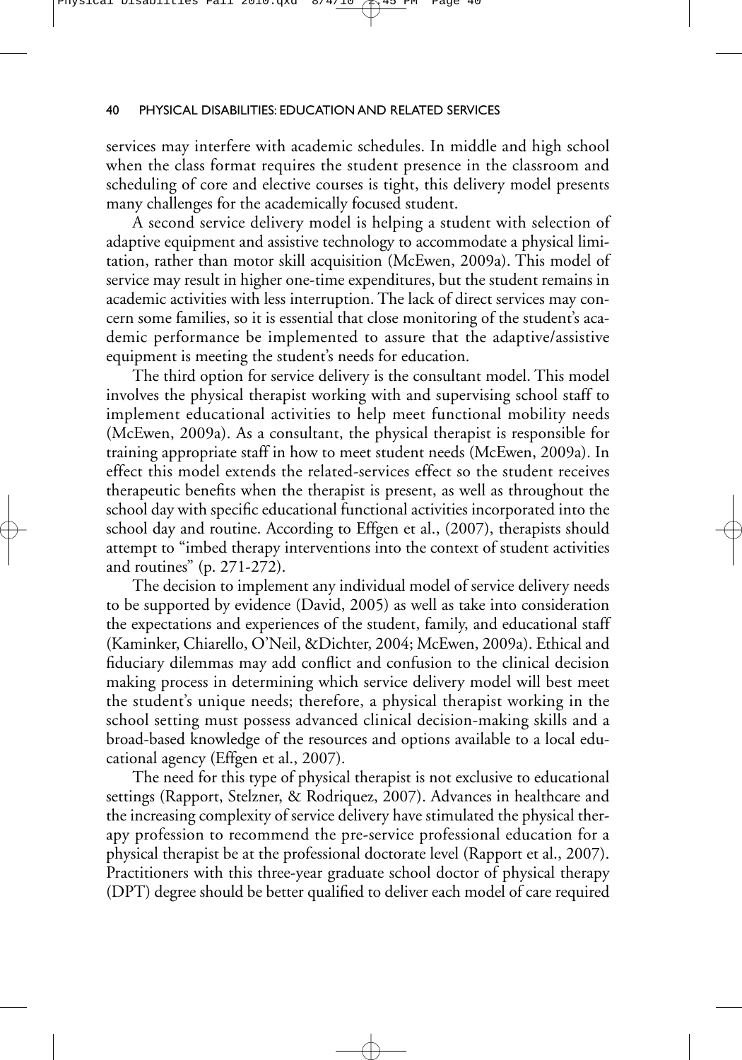services may interfere with academic schedules. In middle and high school when the class format requires the student presence in the classroom and scheduling of core and elective courses is tight, this delivery model presents many challenges for the academically focused student.

A second service delivery model is helping a student with selection of adaptive equipment and assistive technology to accommodate a physical limitation, rather than motor skill acquisition (McEwen, 2009a). This model of service may result in higher one-time expenditures, but the student remains in academic activities with less interruption. The lack of direct services may concern some families, so it is essential that close monitoring of the student's academic performance be implemented to assure that the adaptive/assistive equipment is meeting the student's needs for education.

The third option for service delivery is the consultant model. This model involves the physical therapist working with and supervising school staff to implement educational activities to help meet functional mobility needs (McEwen, 2009a). As a consultant, the physical therapist is responsible for training appropriate staff in how to meet student needs (McEwen, 2009a). In effect this model extends the related-services effect so the student receives therapeutic benefits when the therapist is present, as well as throughout the school day with specific educational functional activities incorporated into the school day and routine. According to Effgen et al., (2007), therapists should attempt to "imbed therapy interventions into the context of student activities and routines" (p. 271-272).

The decision to implement any individual model of service delivery needs to be supported by evidence (David, 2005) as well as take into consideration the expectations and experiences of the student, family, and educational staff (Kaminker, Chiarello, O'Neil, &Dichter, 2004; McEwen, 2009a). Ethical and fiduciary dilemmas may add conflict and confusion to the clinical decision making process in determining which service delivery model will best meet the student's unique needs; therefore, a physical therapist working in the school setting must possess advanced clinical decision-making skills and a broad-based knowledge of the resources and options available to a local educational agency (Effgen et al., 2007).

The need for this type of physical therapist is not exclusive to educational settings (Rapport, Stelzner, & Rodriquez, 2007). Advances in healthcare and the increasing complexity of service delivery have stimulated the physical therapy profession to recommend the pre-service professional education for a physical therapist be at the professional doctorate level (Rapport et al., 2007). Practitioners with this three-year graduate school doctor of physical therapy (DPT) degree should be better qualified to deliver each model of care required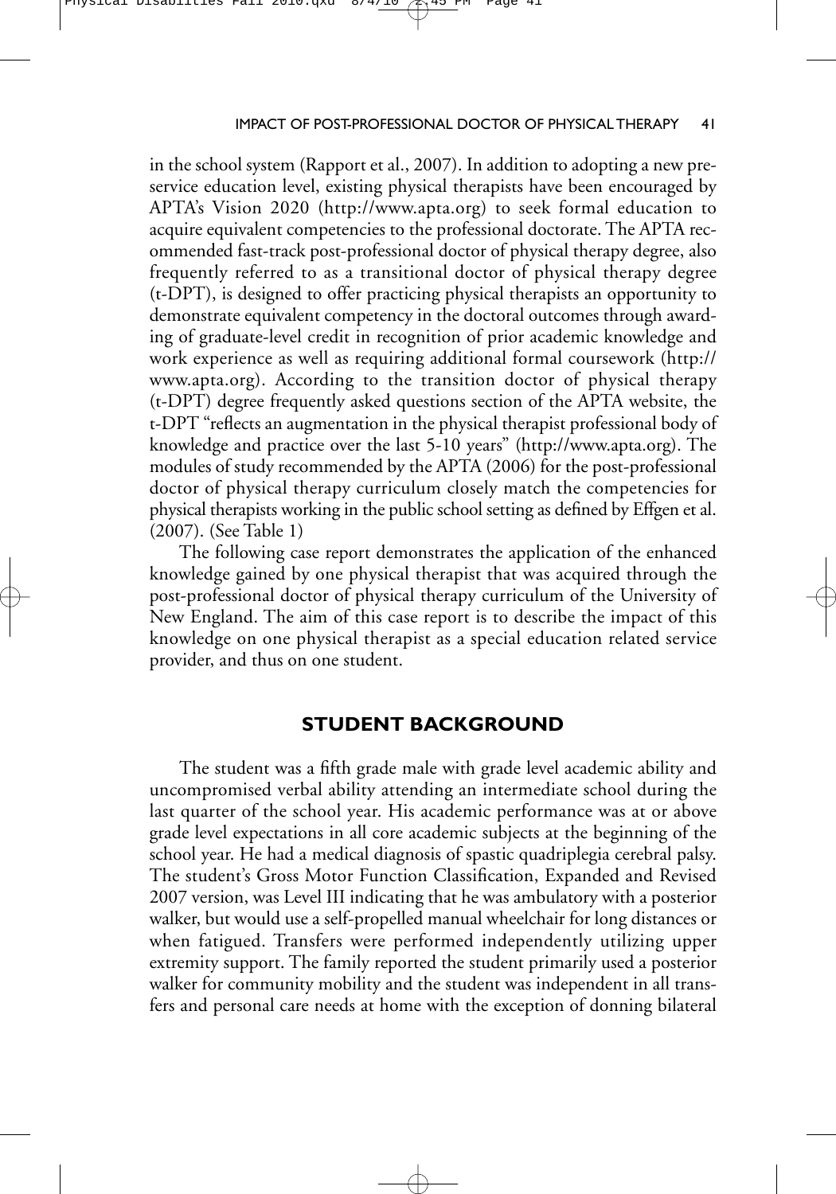in the school system (Rapport et al., 2007). In addition to adopting a new preservice education level, existing physical therapists have been encouraged by APTA's Vision 2020 (http://www.apta.org) to seek formal education to acquire equivalent competencies to the professional doctorate. The APTA recommended fast-track post-professional doctor of physical therapy degree, also frequently referred to as a transitional doctor of physical therapy degree (t-DPT), is designed to offer practicing physical therapists an opportunity to demonstrate equivalent competency in the doctoral outcomes through awarding of graduate-level credit in recognition of prior academic knowledge and work experience as well as requiring additional formal coursework (http://www.apta.org). According to the transition doctor of physical therapy (t-DPT) degree frequently asked questions section of the APTA website, the t-DPT "reflects an augmentation in the physical therapist professional body of knowledge and practice over the last 5-10 years" (http://www.apta.org). The modules of study recommended by the APTA (2006) for the post-professional doctor of physical therapy curriculum closely match the competencies for physical therapists working in the public school setting as defined by Effgen et al. (2007). (See Table 1)

The following case report demonstrates the application of the enhanced knowledge gained by one physical therapist that was acquired through the post-professional doctor of physical therapy curriculum of the University of New England. The aim of this case report is to describe the impact of this knowledge on one physical therapist as a special education related service provider, and thus on one student.

## STUDENT BACKGROUND

The student was a fifth grade male with grade level academic ability and uncompromised verbal ability attending an intermediate school during the last quarter of the school year. His academic performance was at or above grade level expectations in all core academic subjects at the beginning of the school year. He had a medical diagnosis of spastic quadriplegia cerebral palsy. The student's Gross Motor Function Classification, Expanded and Revised 2007 version, was Level III indicating that he was ambulatory with a posterior walker, but would use a self-propelled manual wheelchair for long distances or when fatigued. Transfers were performed independently utilizing upper extremity support. The family reported the student primarily used a posterior walker for community mobility and the student was independent in all transfers and personal care needs at home with the exception of donning bilateral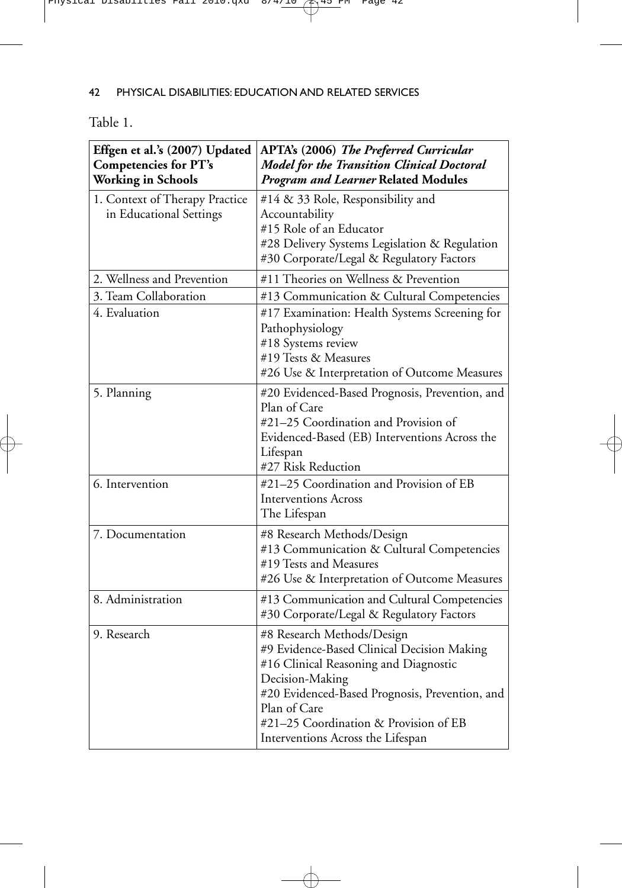Table 1.

| Effgen et al.'s (2007) Updated Competencies for PT's Working in Schools | APTA's (2006) *The Preferred Curricular Model for the Transition Clinical Doctoral Program and Learner* Related Modules |
|---|---|
| 1. Context of Therapy Practice in Educational Settings | #14 & 33 Role, Responsibility and Accountability<br>#15 Role of an Educator<br>#28 Delivery Systems Legislation & Regulation<br>#30 Corporate/Legal & Regulatory Factors |
| 2. Wellness and Prevention | #11 Theories on Wellness & Prevention |
| 3. Team Collaboration | #13 Communication & Cultural Competencies |
| 4. Evaluation | #17 Examination: Health Systems Screening for Pathophysiology<br>#18 Systems review<br>#19 Tests & Measures<br>#26 Use & Interpretation of Outcome Measures |
| 5. Planning | #20 Evidenced-Based Prognosis, Prevention, and Plan of Care<br>#21–25 Coordination and Provision of Evidenced-Based (EB) Interventions Across the Lifespan<br>#27 Risk Reduction |
| 6. Intervention | #21–25 Coordination and Provision of EB Interventions Across The Lifespan |
| 7. Documentation | #8 Research Methods/Design<br>#13 Communication & Cultural Competencies<br>#19 Tests and Measures<br>#26 Use & Interpretation of Outcome Measures |
| 8. Administration | #13 Communication and Cultural Competencies<br>#30 Corporate/Legal & Regulatory Factors |
| 9. Research | #8 Research Methods/Design<br>#9 Evidence-Based Clinical Decision Making<br>#16 Clinical Reasoning and Diagnostic Decision-Making<br>#20 Evidenced-Based Prognosis, Prevention, and Plan of Care<br>#21–25 Coordination & Provision of EB Interventions Across the Lifespan |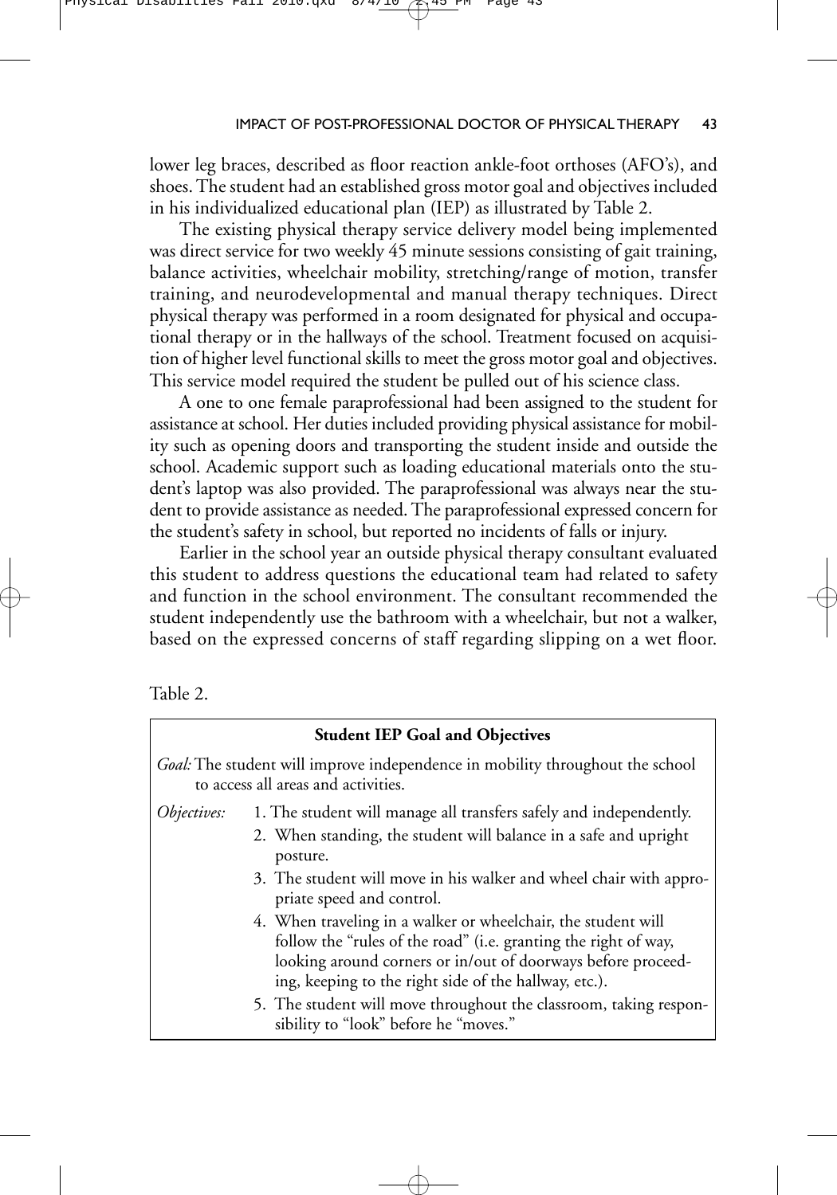lower leg braces, described as floor reaction ankle-foot orthoses (AFO's), and shoes. The student had an established gross motor goal and objectives included in his individualized educational plan (IEP) as illustrated by Table 2.

The existing physical therapy service delivery model being implemented was direct service for two weekly 45 minute sessions consisting of gait training, balance activities, wheelchair mobility, stretching/range of motion, transfer training, and neurodevelopmental and manual therapy techniques. Direct physical therapy was performed in a room designated for physical and occupational therapy or in the hallways of the school. Treatment focused on acquisition of higher level functional skills to meet the gross motor goal and objectives. This service model required the student be pulled out of his science class.

A one to one female paraprofessional had been assigned to the student for assistance at school. Her duties included providing physical assistance for mobility such as opening doors and transporting the student inside and outside the school. Academic support such as loading educational materials onto the student's laptop was also provided. The paraprofessional was always near the student to provide assistance as needed. The paraprofessional expressed concern for the student's safety in school, but reported no incidents of falls or injury.

Earlier in the school year an outside physical therapy consultant evaluated this student to address questions the educational team had related to safety and function in the school environment. The consultant recommended the student independently use the bathroom with a wheelchair, but not a walker, based on the expressed concerns of staff regarding slipping on a wet floor.

Table 2.

| **Student IEP Goal and Objectives** | |
|---|---|
| *Goal:* The student will improve independence in mobility throughout the school to access all areas and activities. | |
| *Objectives:* | 1. The student will manage all transfers safely and independently. |
| | 2. When standing, the student will balance in a safe and upright posture. |
| | 3. The student will move in his walker and wheel chair with appropriate speed and control. |
| | 4. When traveling in a walker or wheelchair, the student will follow the "rules of the road" (i.e. granting the right of way, looking around corners or in/out of doorways before proceeding, keeping to the right side of the hallway, etc.). |
| | 5. The student will move throughout the classroom, taking responsibility to "look" before he "moves." |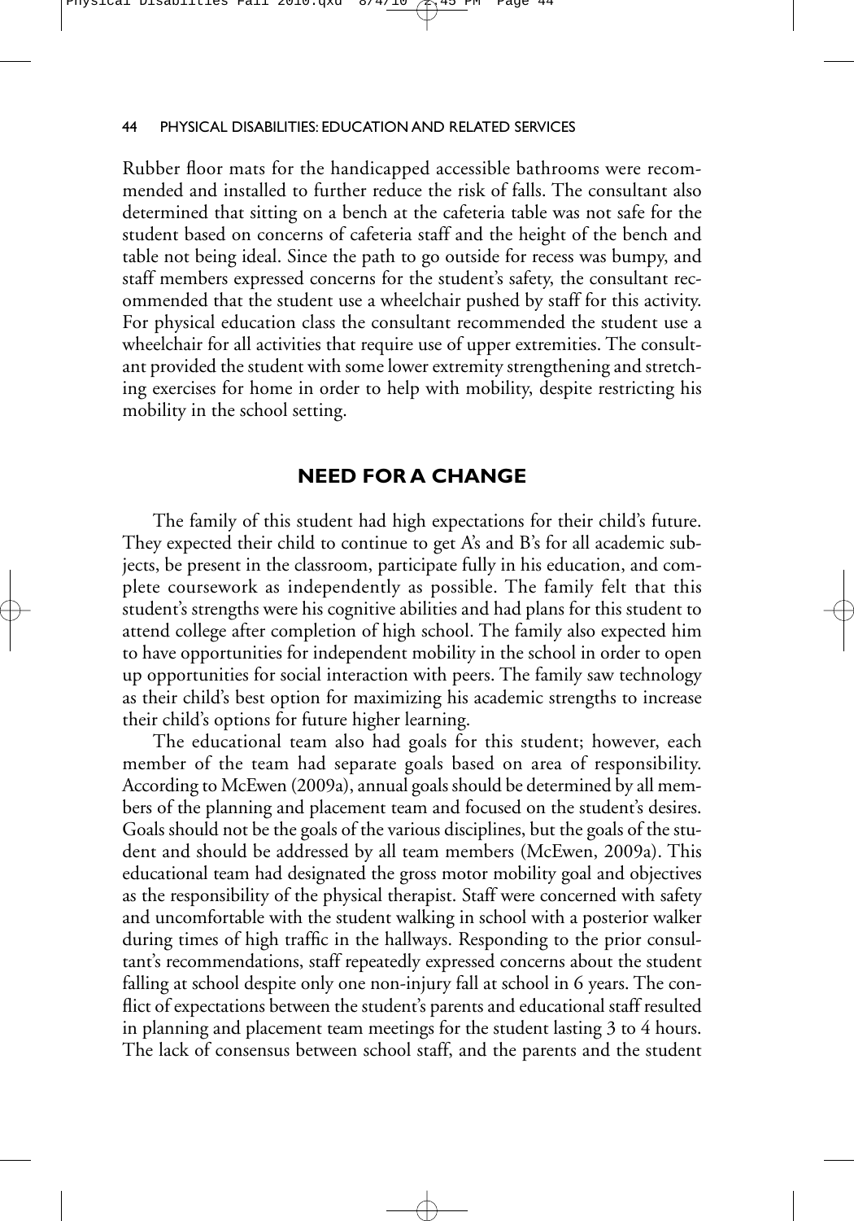Rubber floor mats for the handicapped accessible bathrooms were recommended and installed to further reduce the risk of falls. The consultant also determined that sitting on a bench at the cafeteria table was not safe for the student based on concerns of cafeteria staff and the height of the bench and table not being ideal. Since the path to go outside for recess was bumpy, and staff members expressed concerns for the student's safety, the consultant recommended that the student use a wheelchair pushed by staff for this activity. For physical education class the consultant recommended the student use a wheelchair for all activities that require use of upper extremities. The consultant provided the student with some lower extremity strengthening and stretching exercises for home in order to help with mobility, despite restricting his mobility in the school setting.

## NEED FOR A CHANGE

The family of this student had high expectations for their child's future. They expected their child to continue to get A's and B's for all academic subjects, be present in the classroom, participate fully in his education, and complete coursework as independently as possible. The family felt that this student's strengths were his cognitive abilities and had plans for this student to attend college after completion of high school. The family also expected him to have opportunities for independent mobility in the school in order to open up opportunities for social interaction with peers. The family saw technology as their child's best option for maximizing his academic strengths to increase their child's options for future higher learning.

The educational team also had goals for this student; however, each member of the team had separate goals based on area of responsibility. According to McEwen (2009a), annual goals should be determined by all members of the planning and placement team and focused on the student's desires. Goals should not be the goals of the various disciplines, but the goals of the student and should be addressed by all team members (McEwen, 2009a). This educational team had designated the gross motor mobility goal and objectives as the responsibility of the physical therapist. Staff were concerned with safety and uncomfortable with the student walking in school with a posterior walker during times of high traffic in the hallways. Responding to the prior consultant's recommendations, staff repeatedly expressed concerns about the student falling at school despite only one non-injury fall at school in 6 years. The conflict of expectations between the student's parents and educational staff resulted in planning and placement team meetings for the student lasting 3 to 4 hours. The lack of consensus between school staff, and the parents and the student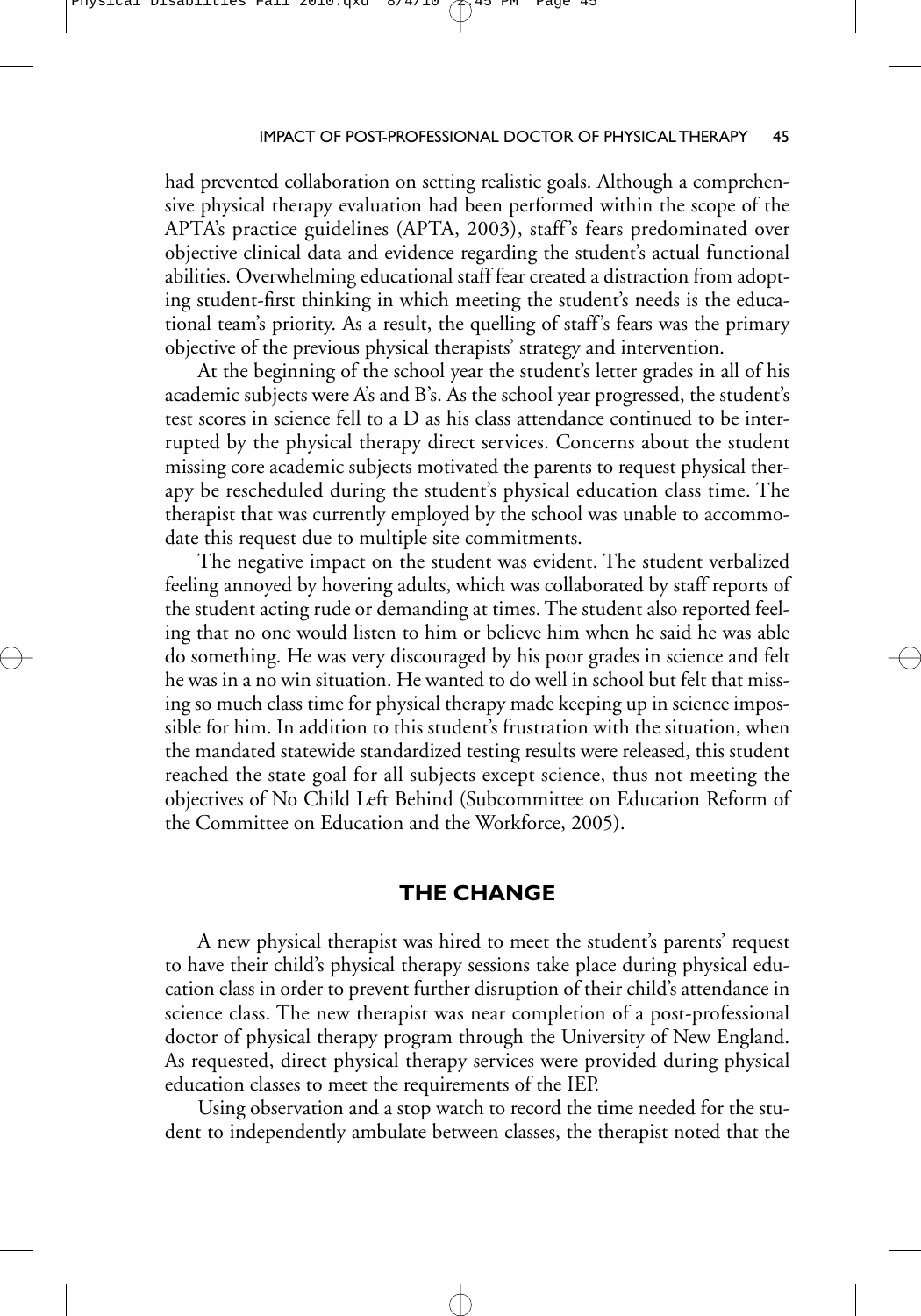had prevented collaboration on setting realistic goals. Although a comprehensive physical therapy evaluation had been performed within the scope of the APTA's practice guidelines (APTA, 2003), staff's fears predominated over objective clinical data and evidence regarding the student's actual functional abilities. Overwhelming educational staff fear created a distraction from adopting student-first thinking in which meeting the student's needs is the educational team's priority. As a result, the quelling of staff's fears was the primary objective of the previous physical therapists' strategy and intervention.

At the beginning of the school year the student's letter grades in all of his academic subjects were A's and B's. As the school year progressed, the student's test scores in science fell to a D as his class attendance continued to be interrupted by the physical therapy direct services. Concerns about the student missing core academic subjects motivated the parents to request physical therapy be rescheduled during the student's physical education class time. The therapist that was currently employed by the school was unable to accommodate this request due to multiple site commitments.

The negative impact on the student was evident. The student verbalized feeling annoyed by hovering adults, which was collaborated by staff reports of the student acting rude or demanding at times. The student also reported feeling that no one would listen to him or believe him when he said he was able do something. He was very discouraged by his poor grades in science and felt he was in a no win situation. He wanted to do well in school but felt that missing so much class time for physical therapy made keeping up in science impossible for him. In addition to this student's frustration with the situation, when the mandated statewide standardized testing results were released, this student reached the state goal for all subjects except science, thus not meeting the objectives of No Child Left Behind (Subcommittee on Education Reform of the Committee on Education and the Workforce, 2005).

## THE CHANGE

A new physical therapist was hired to meet the student's parents' request to have their child's physical therapy sessions take place during physical education class in order to prevent further disruption of their child's attendance in science class. The new therapist was near completion of a post-professional doctor of physical therapy program through the University of New England. As requested, direct physical therapy services were provided during physical education classes to meet the requirements of the IEP.

Using observation and a stop watch to record the time needed for the student to independently ambulate between classes, the therapist noted that the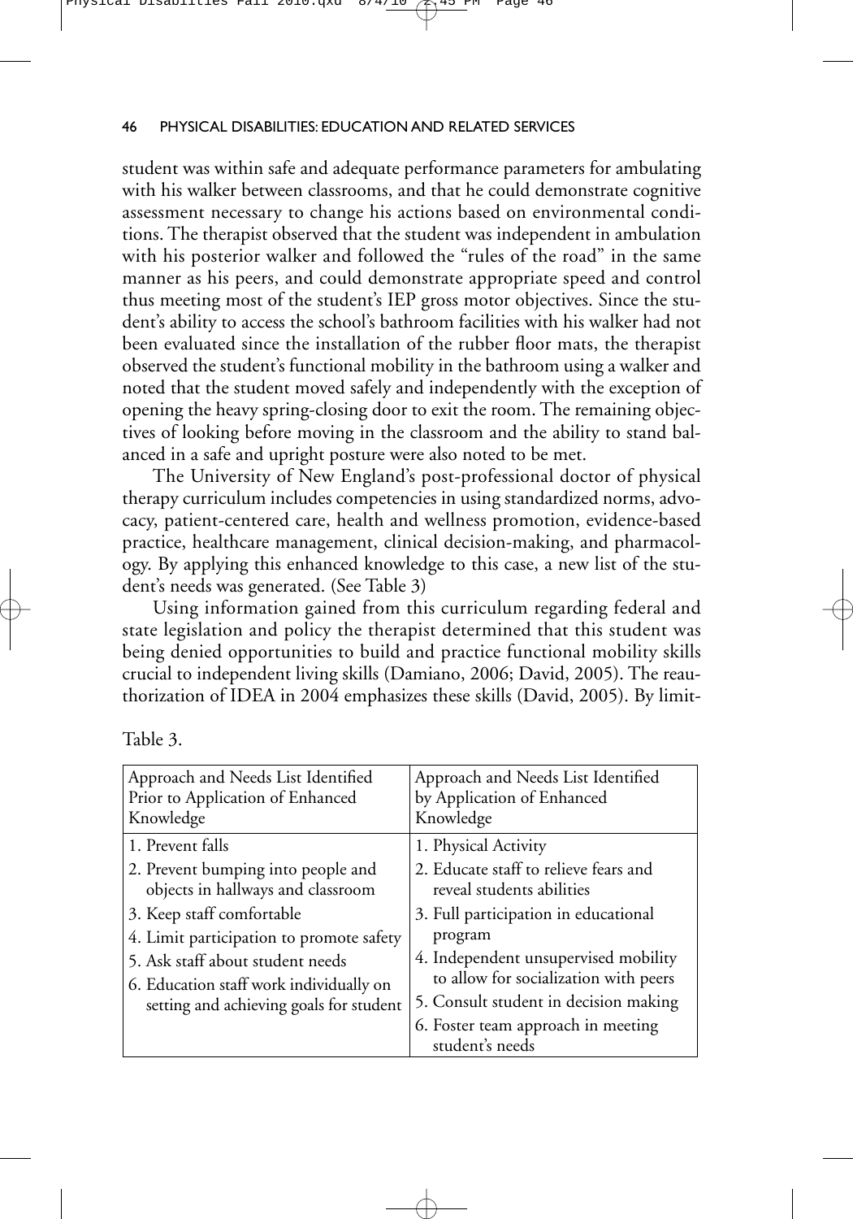student was within safe and adequate performance parameters for ambulating with his walker between classrooms, and that he could demonstrate cognitive assessment necessary to change his actions based on environmental conditions. The therapist observed that the student was independent in ambulation with his posterior walker and followed the "rules of the road" in the same manner as his peers, and could demonstrate appropriate speed and control thus meeting most of the student's IEP gross motor objectives. Since the student's ability to access the school's bathroom facilities with his walker had not been evaluated since the installation of the rubber floor mats, the therapist observed the student's functional mobility in the bathroom using a walker and noted that the student moved safely and independently with the exception of opening the heavy spring-closing door to exit the room. The remaining objectives of looking before moving in the classroom and the ability to stand balanced in a safe and upright posture were also noted to be met.

The University of New England's post-professional doctor of physical therapy curriculum includes competencies in using standardized norms, advocacy, patient-centered care, health and wellness promotion, evidence-based practice, healthcare management, clinical decision-making, and pharmacology. By applying this enhanced knowledge to this case, a new list of the student's needs was generated. (See Table 3)

Using information gained from this curriculum regarding federal and state legislation and policy the therapist determined that this student was being denied opportunities to build and practice functional mobility skills crucial to independent living skills (Damiano, 2006; David, 2005). The reauthorization of IDEA in 2004 emphasizes these skills (David, 2005). By limit-

Table 3.

| Approach and Needs List Identified Prior to Application of Enhanced Knowledge | Approach and Needs List Identified by Application of Enhanced Knowledge |
|---|---|
| 1. Prevent falls | 1. Physical Activity |
| 2. Prevent bumping into people and objects in hallways and classroom | 2. Educate staff to relieve fears and reveal students abilities |
| 3. Keep staff comfortable | 3. Full participation in educational program |
| 4. Limit participation to promote safety | 4. Independent unsupervised mobility to allow for socialization with peers |
| 5. Ask staff about student needs | 5. Consult student in decision making |
| 6. Education staff work individually on setting and achieving goals for student | 6. Foster team approach in meeting student's needs |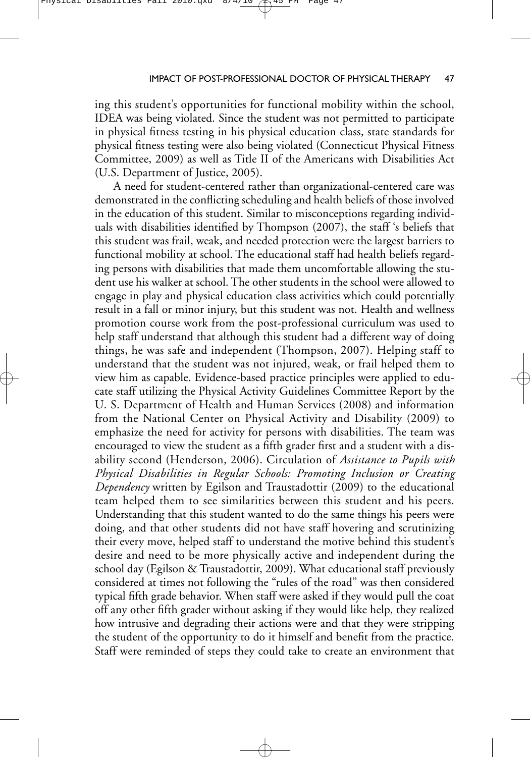ing this student's opportunities for functional mobility within the school, IDEA was being violated. Since the student was not permitted to participate in physical fitness testing in his physical education class, state standards for physical fitness testing were also being violated (Connecticut Physical Fitness Committee, 2009) as well as Title II of the Americans with Disabilities Act (U.S. Department of Justice, 2005).

A need for student-centered rather than organizational-centered care was demonstrated in the conflicting scheduling and health beliefs of those involved in the education of this student. Similar to misconceptions regarding individuals with disabilities identified by Thompson (2007), the staff 's beliefs that this student was frail, weak, and needed protection were the largest barriers to functional mobility at school. The educational staff had health beliefs regarding persons with disabilities that made them uncomfortable allowing the student use his walker at school. The other students in the school were allowed to engage in play and physical education class activities which could potentially result in a fall or minor injury, but this student was not. Health and wellness promotion course work from the post-professional curriculum was used to help staff understand that although this student had a different way of doing things, he was safe and independent (Thompson, 2007). Helping staff to understand that the student was not injured, weak, or frail helped them to view him as capable. Evidence-based practice principles were applied to educate staff utilizing the Physical Activity Guidelines Committee Report by the U. S. Department of Health and Human Services (2008) and information from the National Center on Physical Activity and Disability (2009) to emphasize the need for activity for persons with disabilities. The team was encouraged to view the student as a fifth grader first and a student with a disability second (Henderson, 2006). Circulation of *Assistance to Pupils with Physical Disabilities in Regular Schools: Promoting Inclusion or Creating Dependency* written by Egilson and Traustadottir (2009) to the educational team helped them to see similarities between this student and his peers. Understanding that this student wanted to do the same things his peers were doing, and that other students did not have staff hovering and scrutinizing their every move, helped staff to understand the motive behind this student's desire and need to be more physically active and independent during the school day (Egilson & Traustadottir, 2009). What educational staff previously considered at times not following the "rules of the road" was then considered typical fifth grade behavior. When staff were asked if they would pull the coat off any other fifth grader without asking if they would like help, they realized how intrusive and degrading their actions were and that they were stripping the student of the opportunity to do it himself and benefit from the practice. Staff were reminded of steps they could take to create an environment that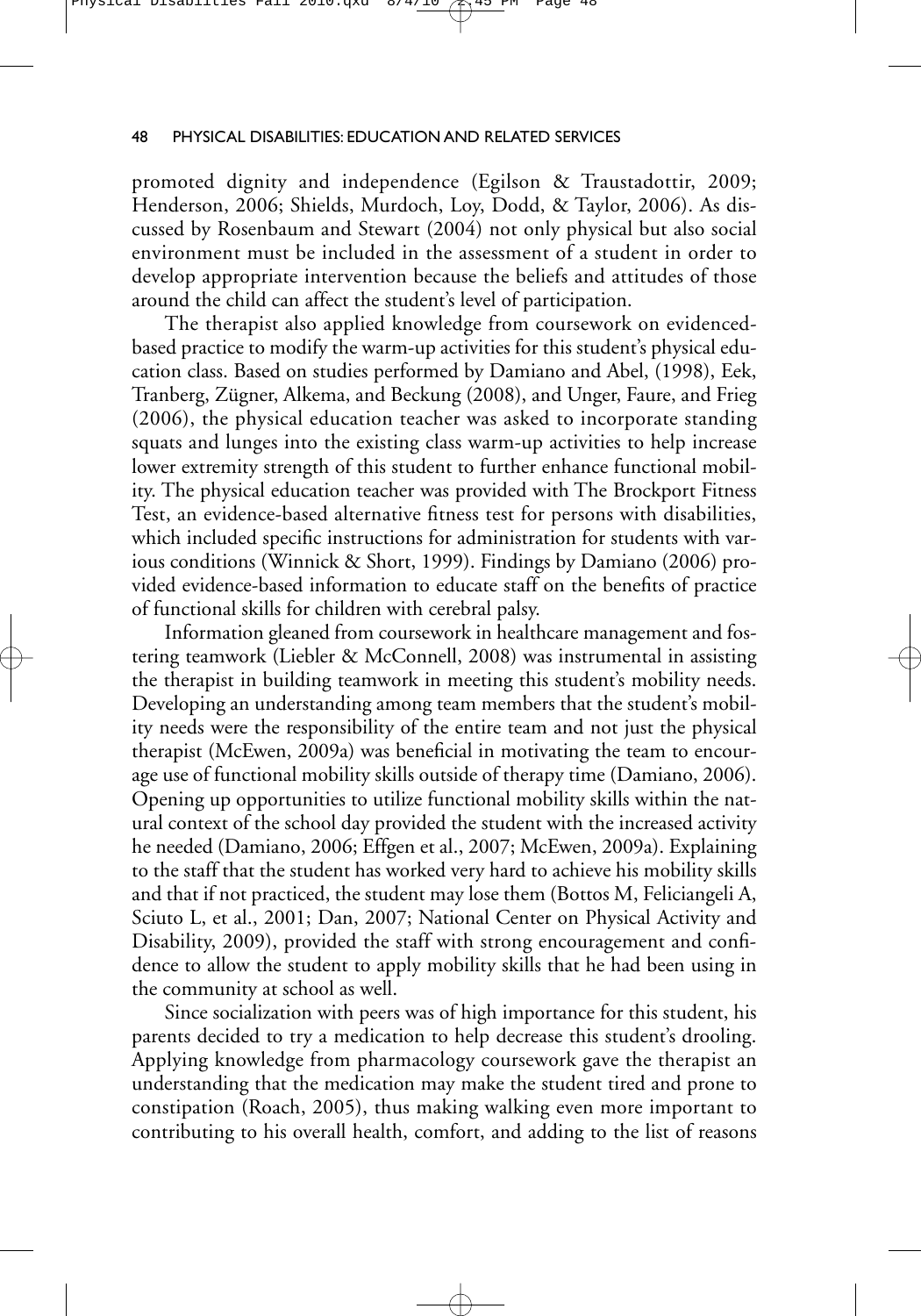promoted dignity and independence (Egilson & Traustadottir, 2009; Henderson, 2006; Shields, Murdoch, Loy, Dodd, & Taylor, 2006). As discussed by Rosenbaum and Stewart (2004) not only physical but also social environment must be included in the assessment of a student in order to develop appropriate intervention because the beliefs and attitudes of those around the child can affect the student's level of participation.

The therapist also applied knowledge from coursework on evidenced-based practice to modify the warm-up activities for this student's physical education class. Based on studies performed by Damiano and Abel, (1998), Eek, Tranberg, Zügner, Alkema, and Beckung (2008), and Unger, Faure, and Frieg (2006), the physical education teacher was asked to incorporate standing squats and lunges into the existing class warm-up activities to help increase lower extremity strength of this student to further enhance functional mobility. The physical education teacher was provided with The Brockport Fitness Test, an evidence-based alternative fitness test for persons with disabilities, which included specific instructions for administration for students with various conditions (Winnick & Short, 1999). Findings by Damiano (2006) provided evidence-based information to educate staff on the benefits of practice of functional skills for children with cerebral palsy.

Information gleaned from coursework in healthcare management and fostering teamwork (Liebler & McConnell, 2008) was instrumental in assisting the therapist in building teamwork in meeting this student's mobility needs. Developing an understanding among team members that the student's mobility needs were the responsibility of the entire team and not just the physical therapist (McEwen, 2009a) was beneficial in motivating the team to encourage use of functional mobility skills outside of therapy time (Damiano, 2006). Opening up opportunities to utilize functional mobility skills within the natural context of the school day provided the student with the increased activity he needed (Damiano, 2006; Effgen et al., 2007; McEwen, 2009a). Explaining to the staff that the student has worked very hard to achieve his mobility skills and that if not practiced, the student may lose them (Bottos M, Feliciangeli A, Sciuto L, et al., 2001; Dan, 2007; National Center on Physical Activity and Disability, 2009), provided the staff with strong encouragement and confidence to allow the student to apply mobility skills that he had been using in the community at school as well.

Since socialization with peers was of high importance for this student, his parents decided to try a medication to help decrease this student's drooling. Applying knowledge from pharmacology coursework gave the therapist an understanding that the medication may make the student tired and prone to constipation (Roach, 2005), thus making walking even more important to contributing to his overall health, comfort, and adding to the list of reasons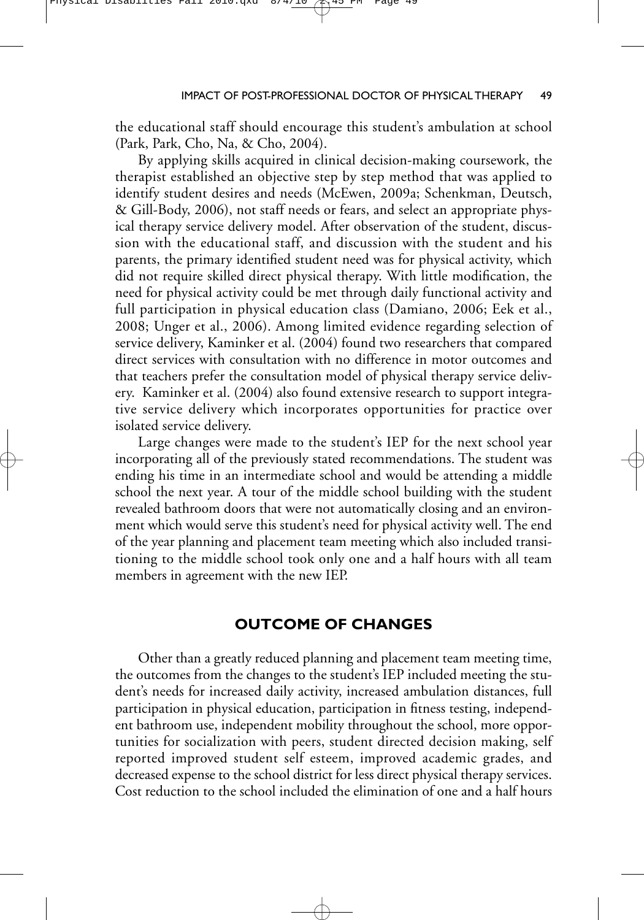the educational staff should encourage this student's ambulation at school (Park, Park, Cho, Na, & Cho, 2004).

By applying skills acquired in clinical decision-making coursework, the therapist established an objective step by step method that was applied to identify student desires and needs (McEwen, 2009a; Schenkman, Deutsch, & Gill-Body, 2006), not staff needs or fears, and select an appropriate physical therapy service delivery model. After observation of the student, discussion with the educational staff, and discussion with the student and his parents, the primary identified student need was for physical activity, which did not require skilled direct physical therapy. With little modification, the need for physical activity could be met through daily functional activity and full participation in physical education class (Damiano, 2006; Eek et al., 2008; Unger et al., 2006). Among limited evidence regarding selection of service delivery, Kaminker et al. (2004) found two researchers that compared direct services with consultation with no difference in motor outcomes and that teachers prefer the consultation model of physical therapy service delivery. Kaminker et al. (2004) also found extensive research to support integrative service delivery which incorporates opportunities for practice over isolated service delivery.

Large changes were made to the student's IEP for the next school year incorporating all of the previously stated recommendations. The student was ending his time in an intermediate school and would be attending a middle school the next year. A tour of the middle school building with the student revealed bathroom doors that were not automatically closing and an environment which would serve this student's need for physical activity well. The end of the year planning and placement team meeting which also included transitioning to the middle school took only one and a half hours with all team members in agreement with the new IEP.

## OUTCOME OF CHANGES

Other than a greatly reduced planning and placement team meeting time, the outcomes from the changes to the student's IEP included meeting the student's needs for increased daily activity, increased ambulation distances, full participation in physical education, participation in fitness testing, independent bathroom use, independent mobility throughout the school, more opportunities for socialization with peers, student directed decision making, self reported improved student self esteem, improved academic grades, and decreased expense to the school district for less direct physical therapy services. Cost reduction to the school included the elimination of one and a half hours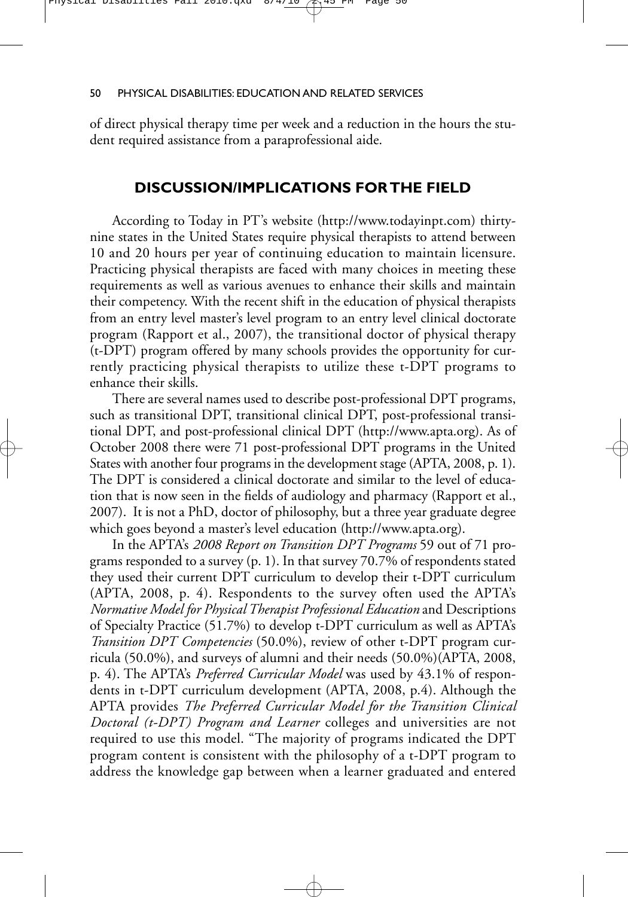of direct physical therapy time per week and a reduction in the hours the student required assistance from a paraprofessional aide.

## DISCUSSION/IMPLICATIONS FOR THE FIELD

According to Today in PT's website (http://www.todayinpt.com) thirty-nine states in the United States require physical therapists to attend between 10 and 20 hours per year of continuing education to maintain licensure. Practicing physical therapists are faced with many choices in meeting these requirements as well as various avenues to enhance their skills and maintain their competency. With the recent shift in the education of physical therapists from an entry level master's level program to an entry level clinical doctorate program (Rapport et al., 2007), the transitional doctor of physical therapy (t-DPT) program offered by many schools provides the opportunity for currently practicing physical therapists to utilize these t-DPT programs to enhance their skills.

There are several names used to describe post-professional DPT programs, such as transitional DPT, transitional clinical DPT, post-professional transitional DPT, and post-professional clinical DPT (http://www.apta.org). As of October 2008 there were 71 post-professional DPT programs in the United States with another four programs in the development stage (APTA, 2008, p. 1). The DPT is considered a clinical doctorate and similar to the level of education that is now seen in the fields of audiology and pharmacy (Rapport et al., 2007). It is not a PhD, doctor of philosophy, but a three year graduate degree which goes beyond a master's level education (http://www.apta.org).

In the APTA's *2008 Report on Transition DPT Programs* 59 out of 71 programs responded to a survey (p. 1). In that survey 70.7% of respondents stated they used their current DPT curriculum to develop their t-DPT curriculum (APTA, 2008, p. 4). Respondents to the survey often used the APTA's *Normative Model for Physical Therapist Professional Education* and Descriptions of Specialty Practice (51.7%) to develop t-DPT curriculum as well as APTA's *Transition DPT Competencies* (50.0%), review of other t-DPT program curricula (50.0%), and surveys of alumni and their needs (50.0%)(APTA, 2008, p. 4). The APTA's *Preferred Curricular Model* was used by 43.1% of respondents in t-DPT curriculum development (APTA, 2008, p.4). Although the APTA provides *The Preferred Curricular Model for the Transition Clinical Doctoral (t-DPT) Program and Learner* colleges and universities are not required to use this model. "The majority of programs indicated the DPT program content is consistent with the philosophy of a t-DPT program to address the knowledge gap between when a learner graduated and entered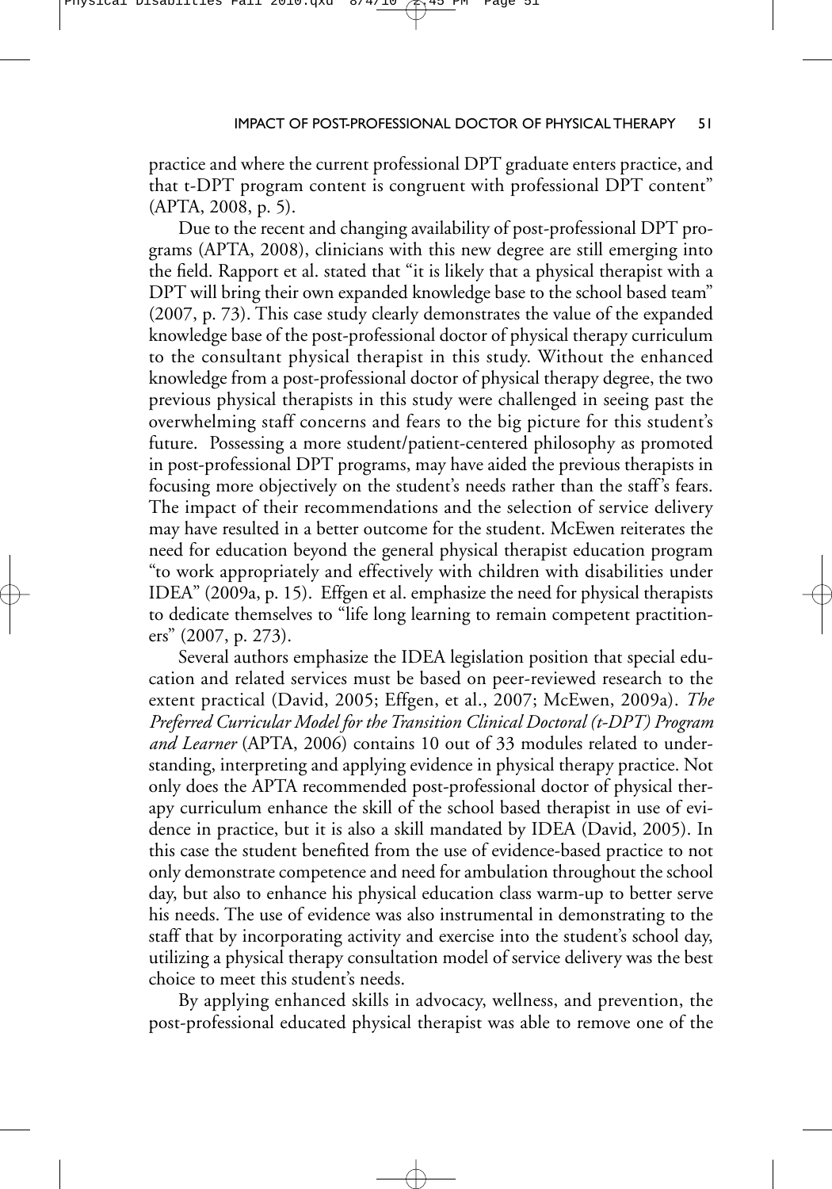practice and where the current professional DPT graduate enters practice, and that t-DPT program content is congruent with professional DPT content" (APTA, 2008, p. 5).

Due to the recent and changing availability of post-professional DPT programs (APTA, 2008), clinicians with this new degree are still emerging into the field. Rapport et al. stated that "it is likely that a physical therapist with a DPT will bring their own expanded knowledge base to the school based team" (2007, p. 73). This case study clearly demonstrates the value of the expanded knowledge base of the post-professional doctor of physical therapy curriculum to the consultant physical therapist in this study. Without the enhanced knowledge from a post-professional doctor of physical therapy degree, the two previous physical therapists in this study were challenged in seeing past the overwhelming staff concerns and fears to the big picture for this student's future. Possessing a more student/patient-centered philosophy as promoted in post-professional DPT programs, may have aided the previous therapists in focusing more objectively on the student's needs rather than the staff's fears. The impact of their recommendations and the selection of service delivery may have resulted in a better outcome for the student. McEwen reiterates the need for education beyond the general physical therapist education program "to work appropriately and effectively with children with disabilities under IDEA" (2009a, p. 15). Effgen et al. emphasize the need for physical therapists to dedicate themselves to "life long learning to remain competent practitioners" (2007, p. 273).

Several authors emphasize the IDEA legislation position that special education and related services must be based on peer-reviewed research to the extent practical (David, 2005; Effgen, et al., 2007; McEwen, 2009a). *The Preferred Curricular Model for the Transition Clinical Doctoral (t-DPT) Program and Learner* (APTA, 2006) contains 10 out of 33 modules related to understanding, interpreting and applying evidence in physical therapy practice. Not only does the APTA recommended post-professional doctor of physical therapy curriculum enhance the skill of the school based therapist in use of evidence in practice, but it is also a skill mandated by IDEA (David, 2005). In this case the student benefited from the use of evidence-based practice to not only demonstrate competence and need for ambulation throughout the school day, but also to enhance his physical education class warm-up to better serve his needs. The use of evidence was also instrumental in demonstrating to the staff that by incorporating activity and exercise into the student's school day, utilizing a physical therapy consultation model of service delivery was the best choice to meet this student's needs.

By applying enhanced skills in advocacy, wellness, and prevention, the post-professional educated physical therapist was able to remove one of the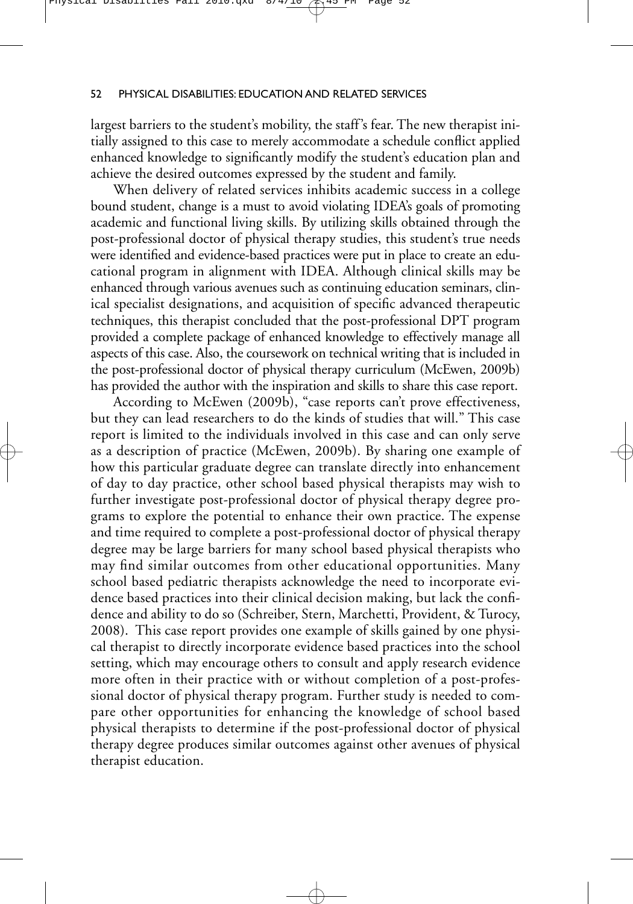largest barriers to the student's mobility, the staff's fear. The new therapist initially assigned to this case to merely accommodate a schedule conflict applied enhanced knowledge to significantly modify the student's education plan and achieve the desired outcomes expressed by the student and family.

When delivery of related services inhibits academic success in a college bound student, change is a must to avoid violating IDEA's goals of promoting academic and functional living skills. By utilizing skills obtained through the post-professional doctor of physical therapy studies, this student's true needs were identified and evidence-based practices were put in place to create an educational program in alignment with IDEA. Although clinical skills may be enhanced through various avenues such as continuing education seminars, clinical specialist designations, and acquisition of specific advanced therapeutic techniques, this therapist concluded that the post-professional DPT program provided a complete package of enhanced knowledge to effectively manage all aspects of this case. Also, the coursework on technical writing that is included in the post-professional doctor of physical therapy curriculum (McEwen, 2009b) has provided the author with the inspiration and skills to share this case report.

According to McEwen (2009b), "case reports can't prove effectiveness, but they can lead researchers to do the kinds of studies that will." This case report is limited to the individuals involved in this case and can only serve as a description of practice (McEwen, 2009b). By sharing one example of how this particular graduate degree can translate directly into enhancement of day to day practice, other school based physical therapists may wish to further investigate post-professional doctor of physical therapy degree programs to explore the potential to enhance their own practice. The expense and time required to complete a post-professional doctor of physical therapy degree may be large barriers for many school based physical therapists who may find similar outcomes from other educational opportunities. Many school based pediatric therapists acknowledge the need to incorporate evidence based practices into their clinical decision making, but lack the confidence and ability to do so (Schreiber, Stern, Marchetti, Provident, & Turocy, 2008). This case report provides one example of skills gained by one physical therapist to directly incorporate evidence based practices into the school setting, which may encourage others to consult and apply research evidence more often in their practice with or without completion of a post-professional doctor of physical therapy program. Further study is needed to compare other opportunities for enhancing the knowledge of school based physical therapists to determine if the post-professional doctor of physical therapy degree produces similar outcomes against other avenues of physical therapist education.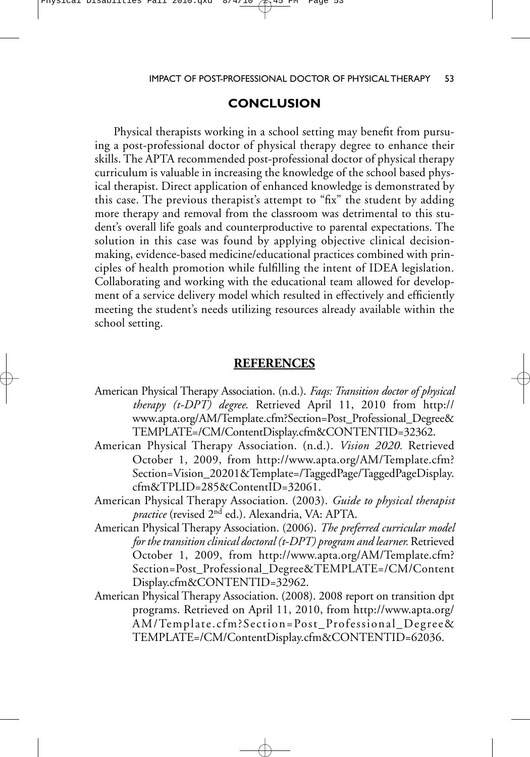## CONCLUSION

Physical therapists working in a school setting may benefit from pursuing a post-professional doctor of physical therapy degree to enhance their skills. The APTA recommended post-professional doctor of physical therapy curriculum is valuable in increasing the knowledge of the school based physical therapist. Direct application of enhanced knowledge is demonstrated by this case. The previous therapist's attempt to "fix" the student by adding more therapy and removal from the classroom was detrimental to this student's overall life goals and counterproductive to parental expectations. The solution in this case was found by applying objective clinical decision-making, evidence-based medicine/educational practices combined with principles of health promotion while fulfilling the intent of IDEA legislation. Collaborating and working with the educational team allowed for development of a service delivery model which resulted in effectively and efficiently meeting the student's needs utilizing resources already available within the school setting.

## REFERENCES

American Physical Therapy Association. (n.d.). *Faqs: Transition doctor of physical therapy (t-DPT) degree.* Retrieved April 11, 2010 from http://www.apta.org/AM/Template.cfm?Section=Post_Professional_Degree&TEMPLATE=/CM/ContentDisplay.cfm&CONTENTID=32362.

American Physical Therapy Association. (n.d.). *Vision 2020.* Retrieved October 1, 2009, from http://www.apta.org/AM/Template.cfm?Section=Vision_20201&Template=/TaggedPage/TaggedPageDisplay.cfm&TPLID=285&ContentID=32061.

American Physical Therapy Association. (2003). *Guide to physical therapist practice* (revised 2nd ed.). Alexandria, VA: APTA.

American Physical Therapy Association. (2006). *The preferred curricular model for the transition clinical doctoral (t-DPT) program and learner.* Retrieved October 1, 2009, from http://www.apta.org/AM/Template.cfm?Section=Post_Professional_Degree&TEMPLATE=/CM/ContentDisplay.cfm&CONTENTID=32962.

American Physical Therapy Association. (2008). 2008 report on transition dpt programs. Retrieved on April 11, 2010, from http://www.apta.org/AM/Template.cfm?Section=Post_Professional_Degree&TEMPLATE=/CM/ContentDisplay.cfm&CONTENTID=62036.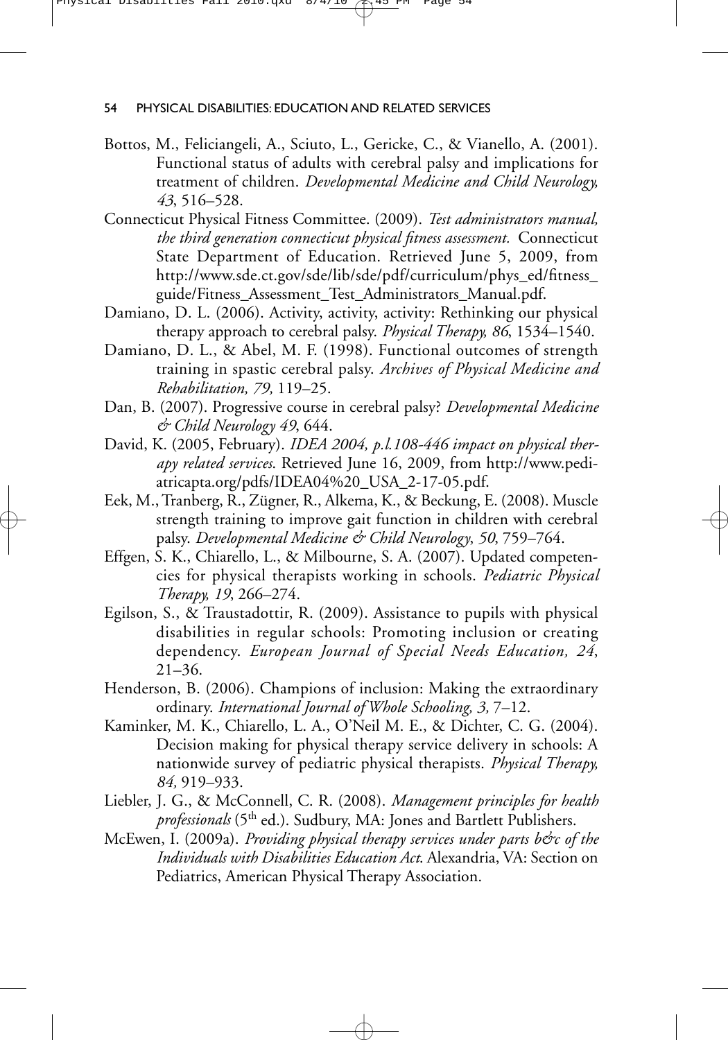Bottos, M., Feliciangeli, A., Sciuto, L., Gericke, C., & Vianello, A. (2001). Functional status of adults with cerebral palsy and implications for treatment of children. *Developmental Medicine and Child Neurology, 43*, 516–528.

Connecticut Physical Fitness Committee. (2009). *Test administrators manual, the third generation connecticut physical fitness assessment.* Connecticut State Department of Education. Retrieved June 5, 2009, from http://www.sde.ct.gov/sde/lib/sde/pdf/curriculum/phys_ed/fitness_guide/Fitness_Assessment_Test_Administrators_Manual.pdf.

Damiano, D. L. (2006). Activity, activity, activity: Rethinking our physical therapy approach to cerebral palsy. *Physical Therapy, 86*, 1534–1540.

Damiano, D. L., & Abel, M. F. (1998). Functional outcomes of strength training in spastic cerebral palsy. *Archives of Physical Medicine and Rehabilitation, 79,* 119–25.

Dan, B. (2007). Progressive course in cerebral palsy? *Developmental Medicine & Child Neurology 49*, 644.

David, K. (2005, February). *IDEA 2004, p.l.108-446 impact on physical therapy related services.* Retrieved June 16, 2009, from http://www.pediatricapta.org/pdfs/IDEA04%20_USA_2-17-05.pdf.

Eek, M., Tranberg, R., Zügner, R., Alkema, K., & Beckung, E. (2008). Muscle strength training to improve gait function in children with cerebral palsy. *Developmental Medicine & Child Neurology, 50*, 759–764.

Effgen, S. K., Chiarello, L., & Milbourne, S. A. (2007). Updated competencies for physical therapists working in schools. *Pediatric Physical Therapy, 19*, 266–274.

Egilson, S., & Traustadottir, R. (2009). Assistance to pupils with physical disabilities in regular schools: Promoting inclusion or creating dependency. *European Journal of Special Needs Education, 24*, 21–36.

Henderson, B. (2006). Champions of inclusion: Making the extraordinary ordinary. *International Journal of Whole Schooling, 3,* 7–12.

Kaminker, M. K., Chiarello, L. A., O'Neil M. E., & Dichter, C. G. (2004). Decision making for physical therapy service delivery in schools: A nationwide survey of pediatric physical therapists. *Physical Therapy, 84,* 919–933.

Liebler, J. G., & McConnell, C. R. (2008). *Management principles for health professionals* (5th ed.). Sudbury, MA: Jones and Bartlett Publishers.

McEwen, I. (2009a). *Providing physical therapy services under parts b&c of the Individuals with Disabilities Education Act.* Alexandria, VA: Section on Pediatrics, American Physical Therapy Association.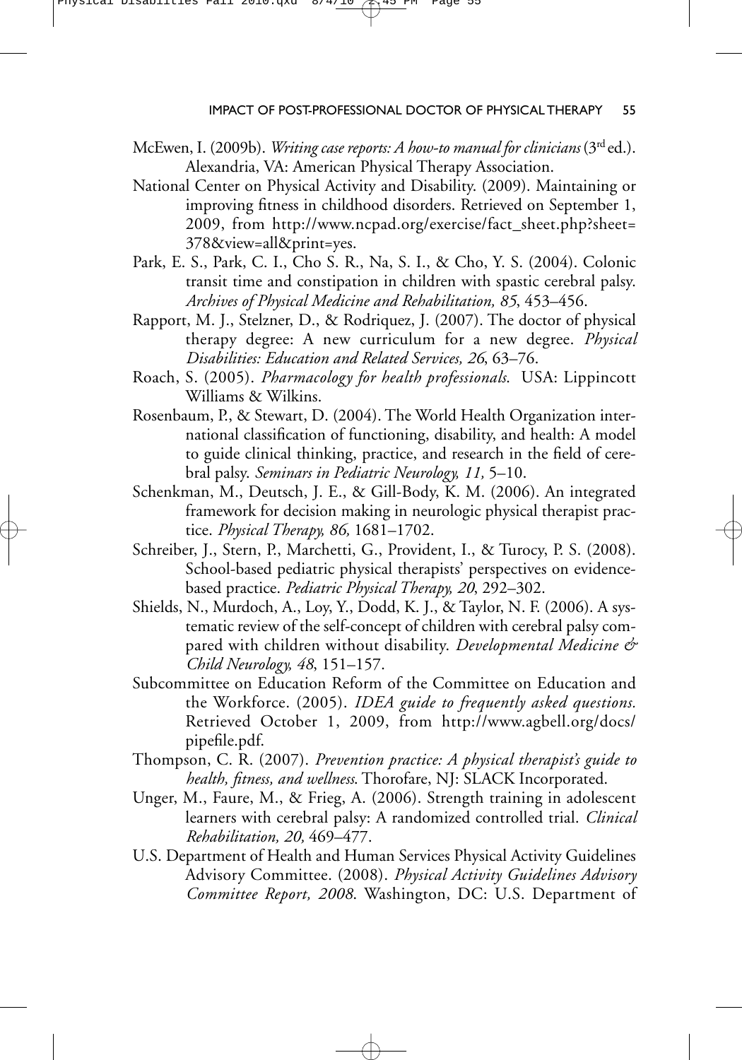McEwen, I. (2009b). *Writing case reports: A how-to manual for clinicians* (3rd ed.). Alexandria, VA: American Physical Therapy Association.

National Center on Physical Activity and Disability. (2009). Maintaining or improving fitness in childhood disorders. Retrieved on September 1, 2009, from http://www.ncpad.org/exercise/fact_sheet.php?sheet=378&view=all&print=yes.

Park, E. S., Park, C. I., Cho S. R., Na, S. I., & Cho, Y. S. (2004). Colonic transit time and constipation in children with spastic cerebral palsy. *Archives of Physical Medicine and Rehabilitation, 85*, 453–456.

Rapport, M. J., Stelzner, D., & Rodriquez, J. (2007). The doctor of physical therapy degree: A new curriculum for a new degree. *Physical Disabilities: Education and Related Services, 26*, 63–76.

Roach, S. (2005). *Pharmacology for health professionals.* USA: Lippincott Williams & Wilkins.

Rosenbaum, P., & Stewart, D. (2004). The World Health Organization international classification of functioning, disability, and health: A model to guide clinical thinking, practice, and research in the field of cerebral palsy. *Seminars in Pediatric Neurology, 11,* 5–10.

Schenkman, M., Deutsch, J. E., & Gill-Body, K. M. (2006). An integrated framework for decision making in neurologic physical therapist practice. *Physical Therapy, 86,* 1681–1702.

Schreiber, J., Stern, P., Marchetti, G., Provident, I., & Turocy, P. S. (2008). School-based pediatric physical therapists' perspectives on evidence-based practice. *Pediatric Physical Therapy, 20*, 292–302.

Shields, N., Murdoch, A., Loy, Y., Dodd, K. J., & Taylor, N. F. (2006). A systematic review of the self-concept of children with cerebral palsy compared with children without disability. *Developmental Medicine & Child Neurology, 48*, 151–157.

Subcommittee on Education Reform of the Committee on Education and the Workforce. (2005). *IDEA guide to frequently asked questions.* Retrieved October 1, 2009, from http://www.agbell.org/docs/pipefile.pdf.

Thompson, C. R. (2007). *Prevention practice: A physical therapist's guide to health, fitness, and wellness.* Thorofare, NJ: SLACK Incorporated.

Unger, M., Faure, M., & Frieg, A. (2006). Strength training in adolescent learners with cerebral palsy: A randomized controlled trial. *Clinical Rehabilitation, 20,* 469–477.

U.S. Department of Health and Human Services Physical Activity Guidelines Advisory Committee. (2008). *Physical Activity Guidelines Advisory Committee Report, 2008.* Washington, DC: U.S. Department of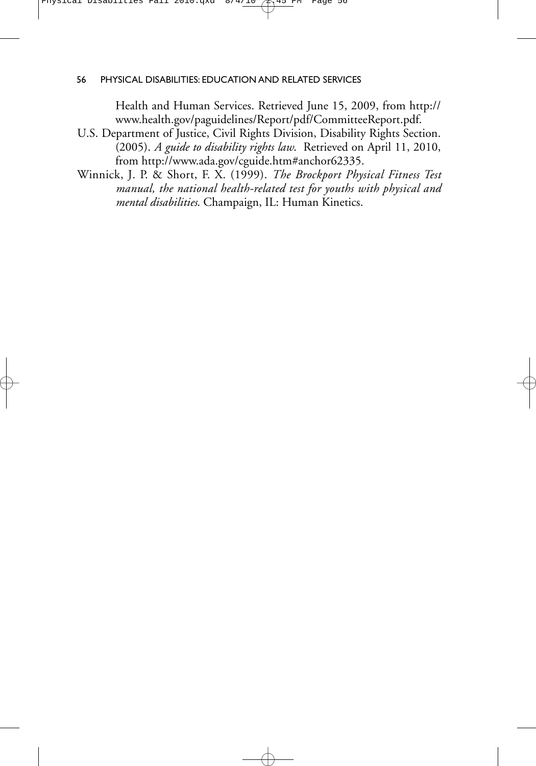Health and Human Services. Retrieved June 15, 2009, from http://www.health.gov/paguidelines/Report/pdf/CommitteeReport.pdf.

U.S. Department of Justice, Civil Rights Division, Disability Rights Section. (2005). *A guide to disability rights law.* Retrieved on April 11, 2010, from http://www.ada.gov/cguide.htm#anchor62335.

Winnick, J. P. & Short, F. X. (1999). *The Brockport Physical Fitness Test manual, the national health-related test for youths with physical and mental disabilities.* Champaign, IL: Human Kinetics.